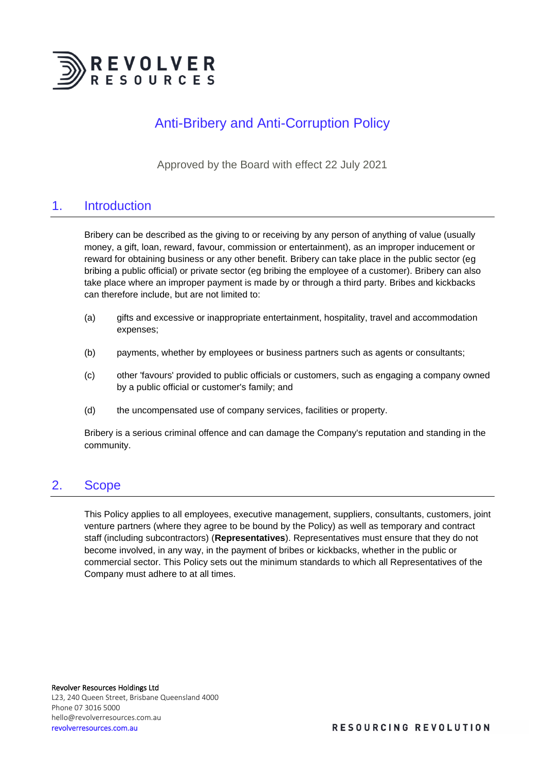# Anti-Bribery and Anti-Corruption Policy

Approved by the Board with effect 22 July 2021

## 1. Introduction

Bribery can be described as the giving to or receiving by any person of anything of value (usually money, a gift, loan, reward, favour, commission or entertainment), as an improper inducement or reward for obtaining business or any other benefit. Bribery can take place in the public sector (eg bribing a public official) or private sector (eg bribing the employee of a customer). Bribery can also take place where an improper payment is made by or through a third party. Bribes and kickbacks can therefore include, but are not limited to:

(a) gifts and excessive or inappropriate entertainment, hospitality, travel and accommodation expenses;

(b) payments, whether by employees or business partners such as agents or consultants;

(c) other 'favours' provided to public officials or customers, such as engaging a company owned by a public official or customer's family; and

(d) the uncompensated use of company services, facilities or property.

Bribery is a serious criminal offence and can damage the Company's reputation and standing in the community.

## 2. Scope

This Policy applies to all employees, executive management, suppliers, consultants, customers, joint venture partners (where they agree to be bound by the Policy) as well as temporary and contract staff (including subcontractors) (**Representatives**). Representatives must ensure that they do not become involved, in any way, in the payment of bribes or kickbacks, whether in the public or commercial sector. This Policy sets out the minimum standards to which all Representatives of the Company must adhere to at all times.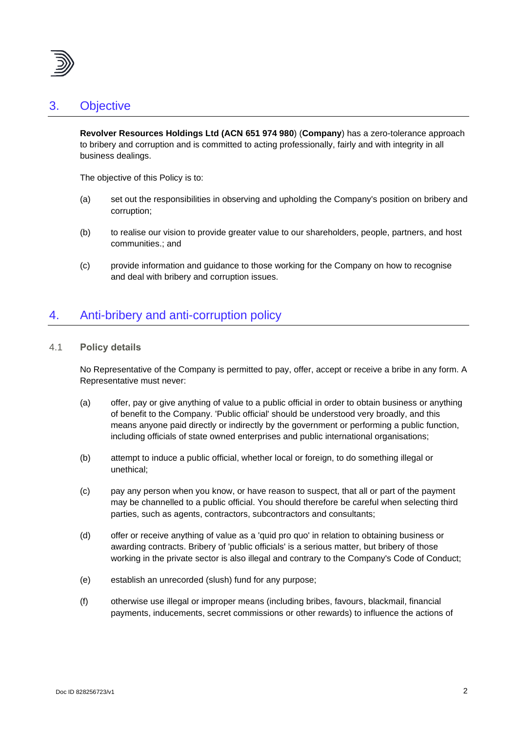## 3. Objective

**Revolver Resources Holdings Ltd (ACN 651 974 980**) (**Company**) has a zero-tolerance approach to bribery and corruption and is committed to acting professionally, fairly and with integrity in all business dealings.

The objective of this Policy is to:

(a) set out the responsibilities in observing and upholding the Company's position on bribery and corruption;

(b) to realise our vision to provide greater value to our shareholders, people, partners, and host communities.; and

(c) provide information and guidance to those working for the Company on how to recognise and deal with bribery and corruption issues.

## 4. Anti-bribery and anti-corruption policy

### 4.1 Policy details

No Representative of the Company is permitted to pay, offer, accept or receive a bribe in any form. A Representative must never:

(a) offer, pay or give anything of value to a public official in order to obtain business or anything of benefit to the Company. 'Public official' should be understood very broadly, and this means anyone paid directly or indirectly by the government or performing a public function, including officials of state owned enterprises and public international organisations;

(b) attempt to induce a public official, whether local or foreign, to do something illegal or unethical;

(c) pay any person when you know, or have reason to suspect, that all or part of the payment may be channelled to a public official. You should therefore be careful when selecting third parties, such as agents, contractors, subcontractors and consultants;

(d) offer or receive anything of value as a 'quid pro quo' in relation to obtaining business or awarding contracts. Bribery of 'public officials' is a serious matter, but bribery of those working in the private sector is also illegal and contrary to the Company's Code of Conduct;

(e) establish an unrecorded (slush) fund for any purpose;

(f) otherwise use illegal or improper means (including bribes, favours, blackmail, financial payments, inducements, secret commissions or other rewards) to influence the actions of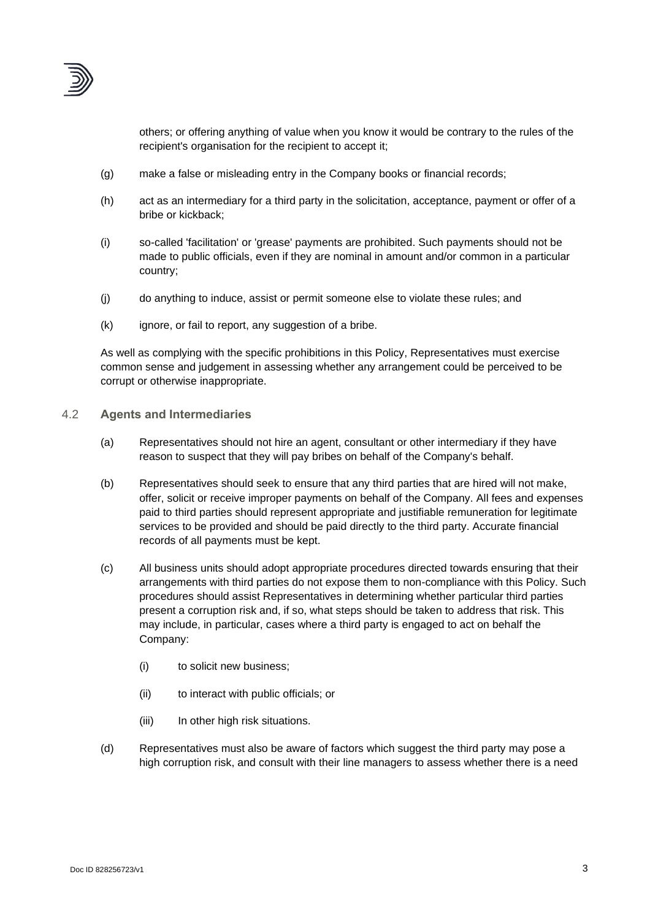others; or offering anything of value when you know it would be contrary to the rules of the recipient's organisation for the recipient to accept it;

(g) make a false or misleading entry in the Company books or financial records;

(h) act as an intermediary for a third party in the solicitation, acceptance, payment or offer of a bribe or kickback;

(i) so-called 'facilitation' or 'grease' payments are prohibited. Such payments should not be made to public officials, even if they are nominal in amount and/or common in a particular country;

(j) do anything to induce, assist or permit someone else to violate these rules; and

(k) ignore, or fail to report, any suggestion of a bribe.

As well as complying with the specific prohibitions in this Policy, Representatives must exercise common sense and judgement in assessing whether any arrangement could be perceived to be corrupt or otherwise inappropriate.

### 4.2 **Agents and Intermediaries**

(a) Representatives should not hire an agent, consultant or other intermediary if they have reason to suspect that they will pay bribes on behalf of the Company's behalf.

(b) Representatives should seek to ensure that any third parties that are hired will not make, offer, solicit or receive improper payments on behalf of the Company. All fees and expenses paid to third parties should represent appropriate and justifiable remuneration for legitimate services to be provided and should be paid directly to the third party. Accurate financial records of all payments must be kept.

(c) All business units should adopt appropriate procedures directed towards ensuring that their arrangements with third parties do not expose them to non-compliance with this Policy. Such procedures should assist Representatives in determining whether particular third parties present a corruption risk and, if so, what steps should be taken to address that risk. This may include, in particular, cases where a third party is engaged to act on behalf the Company:

  (i) to solicit new business;

  (ii) to interact with public officials; or

  (iii) In other high risk situations.

(d) Representatives must also be aware of factors which suggest the third party may pose a high corruption risk, and consult with their line managers to assess whether there is a need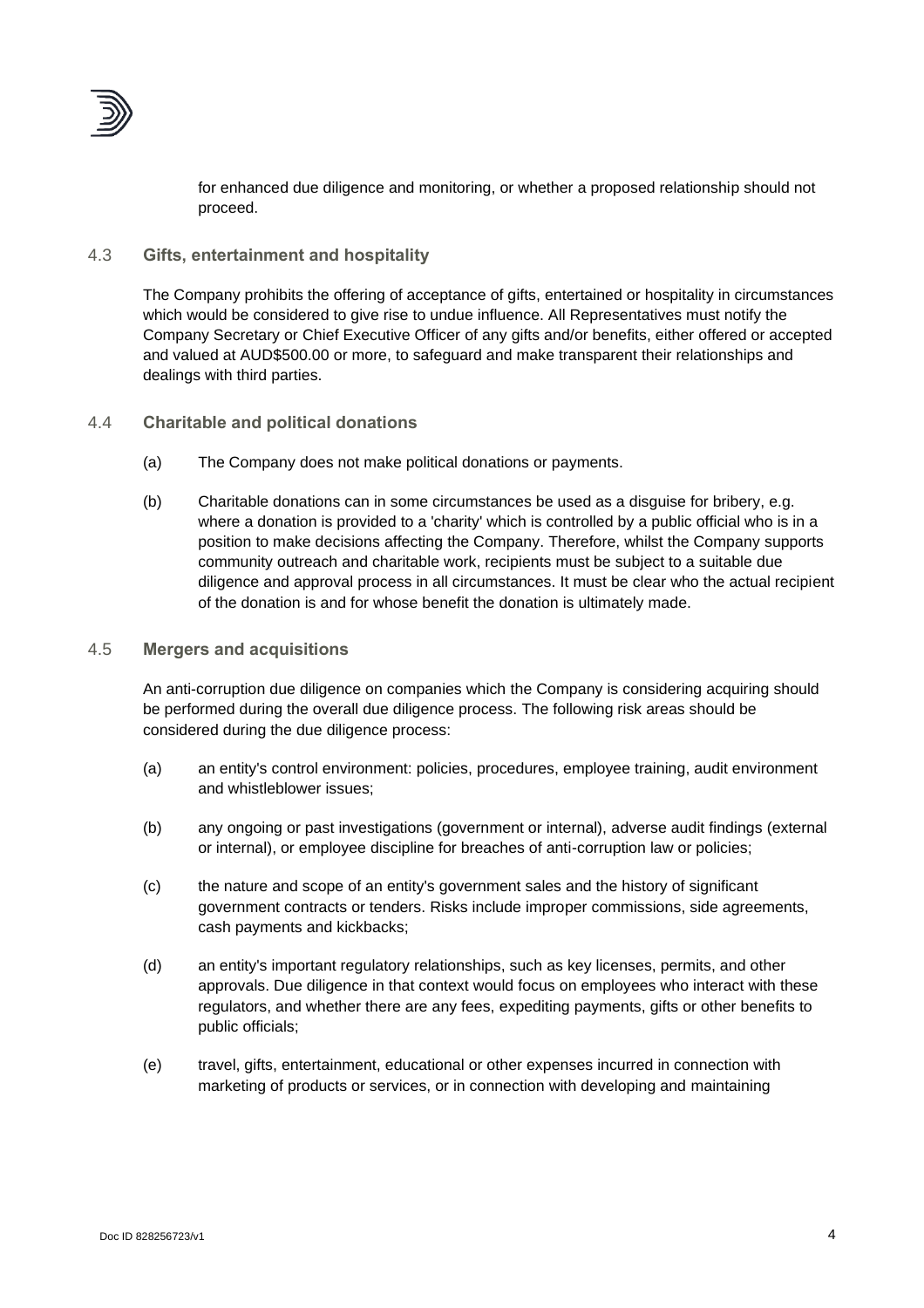for enhanced due diligence and monitoring, or whether a proposed relationship should not proceed.

### 4.3 Gifts, entertainment and hospitality

The Company prohibits the offering of acceptance of gifts, entertained or hospitality in circumstances which would be considered to give rise to undue influence. All Representatives must notify the Company Secretary or Chief Executive Officer of any gifts and/or benefits, either offered or accepted and valued at AUD$500.00 or more, to safeguard and make transparent their relationships and dealings with third parties.

### 4.4 Charitable and political donations

(a) The Company does not make political donations or payments.

(b) Charitable donations can in some circumstances be used as a disguise for bribery, e.g. where a donation is provided to a 'charity' which is controlled by a public official who is in a position to make decisions affecting the Company. Therefore, whilst the Company supports community outreach and charitable work, recipients must be subject to a suitable due diligence and approval process in all circumstances. It must be clear who the actual recipient of the donation is and for whose benefit the donation is ultimately made.

### 4.5 Mergers and acquisitions

An anti-corruption due diligence on companies which the Company is considering acquiring should be performed during the overall due diligence process. The following risk areas should be considered during the due diligence process:

(a) an entity's control environment: policies, procedures, employee training, audit environment and whistleblower issues;

(b) any ongoing or past investigations (government or internal), adverse audit findings (external or internal), or employee discipline for breaches of anti-corruption law or policies;

(c) the nature and scope of an entity's government sales and the history of significant government contracts or tenders. Risks include improper commissions, side agreements, cash payments and kickbacks;

(d) an entity's important regulatory relationships, such as key licenses, permits, and other approvals. Due diligence in that context would focus on employees who interact with these regulators, and whether there are any fees, expediting payments, gifts or other benefits to public officials;

(e) travel, gifts, entertainment, educational or other expenses incurred in connection with marketing of products or services, or in connection with developing and maintaining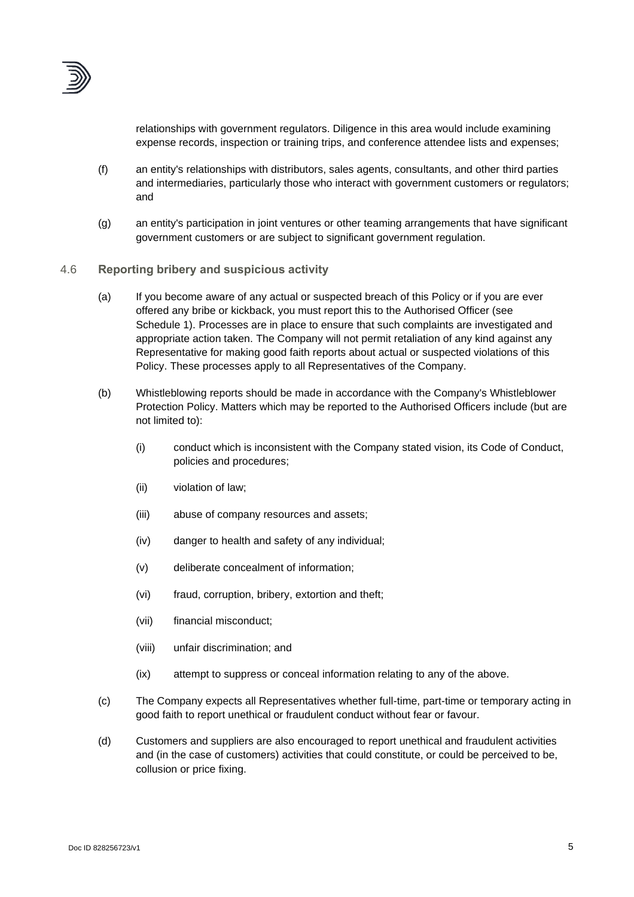relationships with government regulators. Diligence in this area would include examining expense records, inspection or training trips, and conference attendee lists and expenses;

(f) an entity's relationships with distributors, sales agents, consultants, and other third parties and intermediaries, particularly those who interact with government customers or regulators; and

(g) an entity's participation in joint ventures or other teaming arrangements that have significant government customers or are subject to significant government regulation.

### 4.6 Reporting bribery and suspicious activity

(a) If you become aware of any actual or suspected breach of this Policy or if you are ever offered any bribe or kickback, you must report this to the Authorised Officer (see Schedule 1). Processes are in place to ensure that such complaints are investigated and appropriate action taken. The Company will not permit retaliation of any kind against any Representative for making good faith reports about actual or suspected violations of this Policy. These processes apply to all Representatives of the Company.

(b) Whistleblowing reports should be made in accordance with the Company's Whistleblower Protection Policy. Matters which may be reported to the Authorised Officers include (but are not limited to):

(i) conduct which is inconsistent with the Company stated vision, its Code of Conduct, policies and procedures;

(ii) violation of law;

(iii) abuse of company resources and assets;

(iv) danger to health and safety of any individual;

(v) deliberate concealment of information;

(vi) fraud, corruption, bribery, extortion and theft;

(vii) financial misconduct;

(viii) unfair discrimination; and

(ix) attempt to suppress or conceal information relating to any of the above.

(c) The Company expects all Representatives whether full-time, part-time or temporary acting in good faith to report unethical or fraudulent conduct without fear or favour.

(d) Customers and suppliers are also encouraged to report unethical and fraudulent activities and (in the case of customers) activities that could constitute, or could be perceived to be, collusion or price fixing.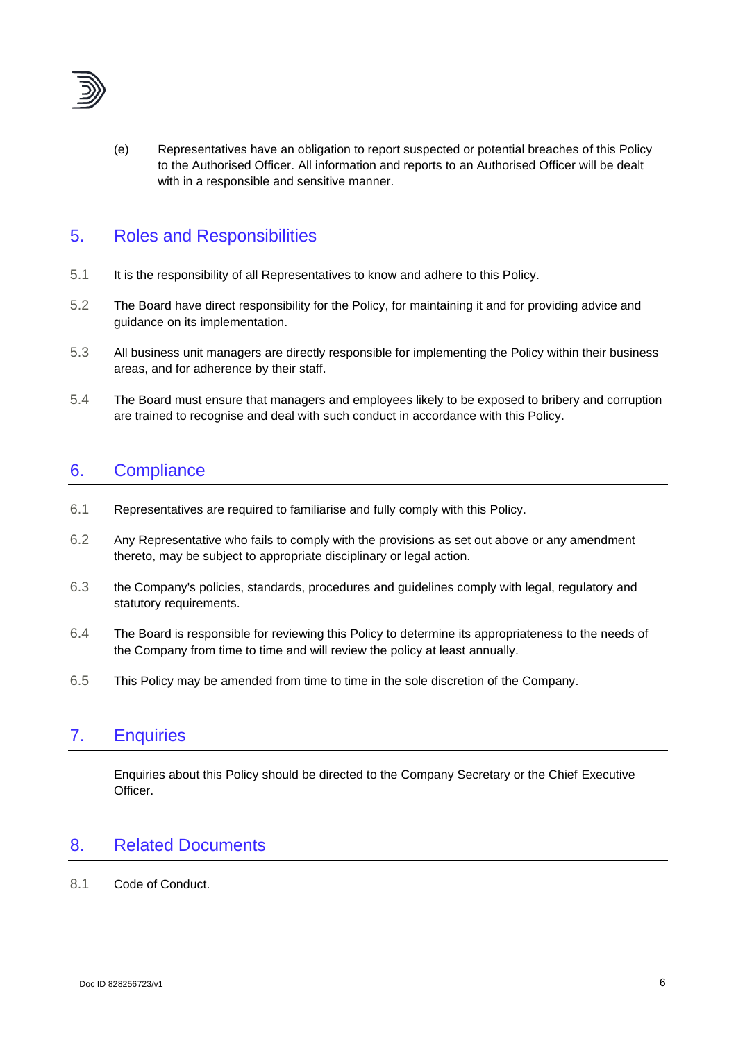(e) Representatives have an obligation to report suspected or potential breaches of this Policy to the Authorised Officer. All information and reports to an Authorised Officer will be dealt with in a responsible and sensitive manner.

## 5. Roles and Responsibilities

5.1 It is the responsibility of all Representatives to know and adhere to this Policy.

5.2 The Board have direct responsibility for the Policy, for maintaining it and for providing advice and guidance on its implementation.

5.3 All business unit managers are directly responsible for implementing the Policy within their business areas, and for adherence by their staff.

5.4 The Board must ensure that managers and employees likely to be exposed to bribery and corruption are trained to recognise and deal with such conduct in accordance with this Policy.

## 6. Compliance

6.1 Representatives are required to familiarise and fully comply with this Policy.

6.2 Any Representative who fails to comply with the provisions as set out above or any amendment thereto, may be subject to appropriate disciplinary or legal action.

6.3 the Company's policies, standards, procedures and guidelines comply with legal, regulatory and statutory requirements.

6.4 The Board is responsible for reviewing this Policy to determine its appropriateness to the needs of the Company from time to time and will review the policy at least annually.

6.5 This Policy may be amended from time to time in the sole discretion of the Company.

## 7. Enquiries

Enquiries about this Policy should be directed to the Company Secretary or the Chief Executive Officer.

## 8. Related Documents

8.1 Code of Conduct.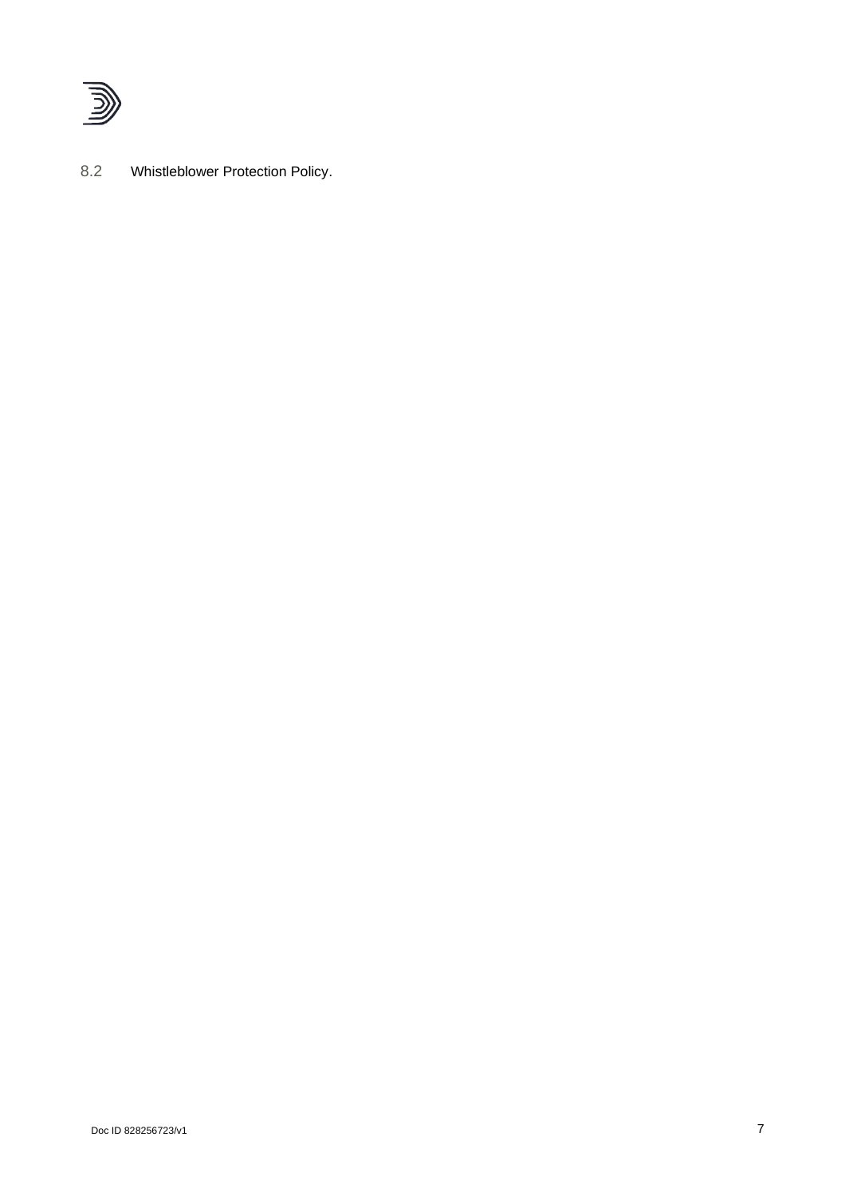8.2 Whistleblower Protection Policy.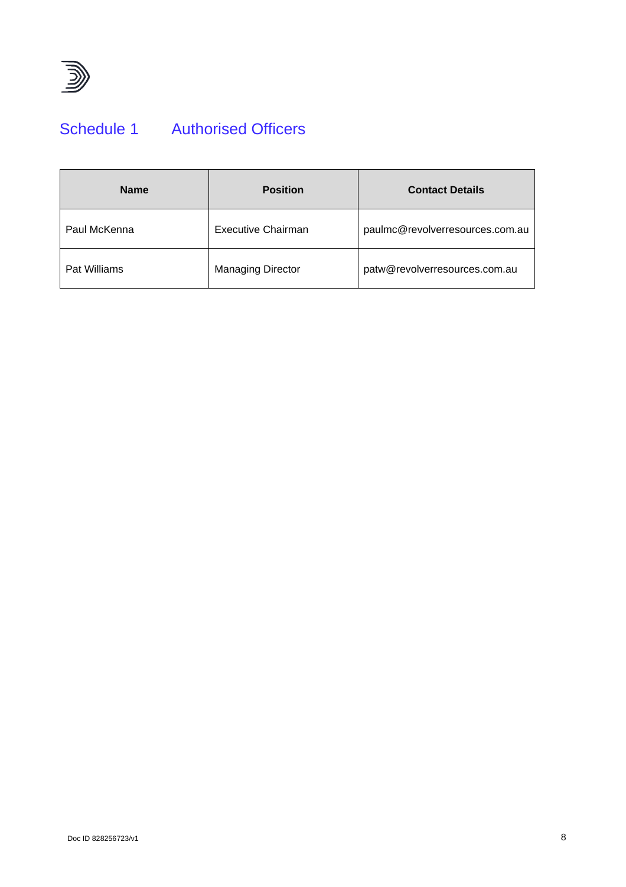# Schedule 1 Authorised Officers

| Name | Position | Contact Details |
|---|---|---|
| Paul McKenna | Executive Chairman | paulmc@revolverresources.com.au |
| Pat Williams | Managing Director | patw@revolverresources.com.au |

Doc ID 828256723/v1